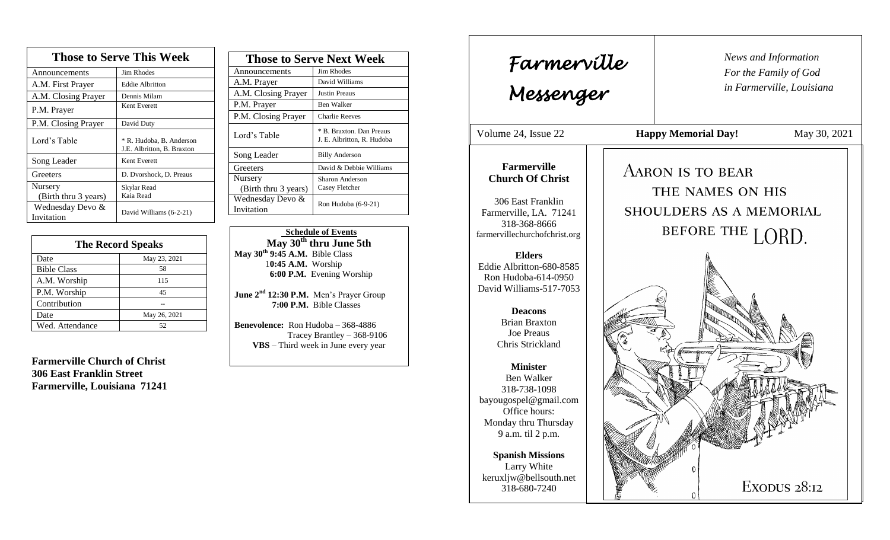# Farmerville Messenger

*News and Information For the Family of God in Farmerville, Louisiana*

Volume 24, Issue 22 — **Happy Memorial Day!** — May 30, 2021

AARON IS TO BEAR THE NAMES ON HIS SHOULDERS AS A MEMORIAL BEFORE THE LORD.

EXODUS 28:12

**Farmerville Church Of Christ**

306 East Franklin
Farmerville, LA. 71241
318-368-8666
farmervillechurchofchrist.org

**Elders**
Eddie Albritton-680-8585
Ron Hudoba-614-0950
David Williams-517-7053

**Deacons**
Brian Braxton
Joe Preaus
Chris Strickland

**Minister**
Ben Walker
318-738-1098
bayougospel@gmail.com
Office hours:
Monday thru Thursday
9 a.m. til 2 p.m.

**Spanish Missions**
Larry White
keruxljw@bellsouth.net
318-680-7240

## Those to Serve This Week

| Those to Serve This Week | |
|---|---|
| Announcements | Jim Rhodes |
| A.M. First Prayer | Eddie Albritton |
| A.M. Closing Prayer | Dennis Milam |
| P.M. Prayer | Kent Everett |
| P.M. Closing Prayer | David Duty |
| Lord's Table | * R. Hudoba, B. Anderson J.E. Albritton, B. Braxton |
| Song Leader | Kent Everett |
| Greeters | D. Dvorshock, D. Preaus |
| Nursery (Birth thru 3 years) | Skylar Read Kaia Read |
| Wednesday Devo & Invitation | David Williams (6-2-21) |

## The Record Speaks

| The Record Speaks | |
|---|---|
| Date | May 23, 2021 |
| Bible Class | 58 |
| A.M. Worship | 115 |
| P.M. Worship | 45 |
| Contribution | -- |
| Date | May 26, 2021 |
| Wed. Attendance | 52 |

**Farmerville Church of Christ**
**306 East Franklin Street**
**Farmerville, Louisiana 71241**

## Those to Serve Next Week

| Those to Serve Next Week | |
|---|---|
| Announcements | Jim Rhodes |
| A.M. Prayer | David Williams |
| A.M. Closing Prayer | Justin Preaus |
| P.M. Prayer | Ben Walker |
| P.M. Closing Prayer | Charlie Reeves |
| Lord's Table | * B. Braxton. Dan Preaus J. E. Albritton, R. Hudoba |
| Song Leader | Billy Anderson |
| Greeters | David & Debbie Williams |
| Nursery (Birth thru 3 years) | Sharon Anderson Casey Fletcher |
| Wednesday Devo & Invitation | Ron Hudoba (6-9-21) |

## Schedule of Events

**May 30th thru June 5th**

**May 30th 9:45 A.M.** Bible Class
**10:45 A.M.** Worship
**6:00 P.M.** Evening Worship

**June 2nd 12:30 P.M.** Men's Prayer Group
**7:00 P.M.** Bible Classes

**Benevolence:** Ron Hudoba – 368-4886
Tracey Brantley – 368-9106
**VBS** – Third week in June every year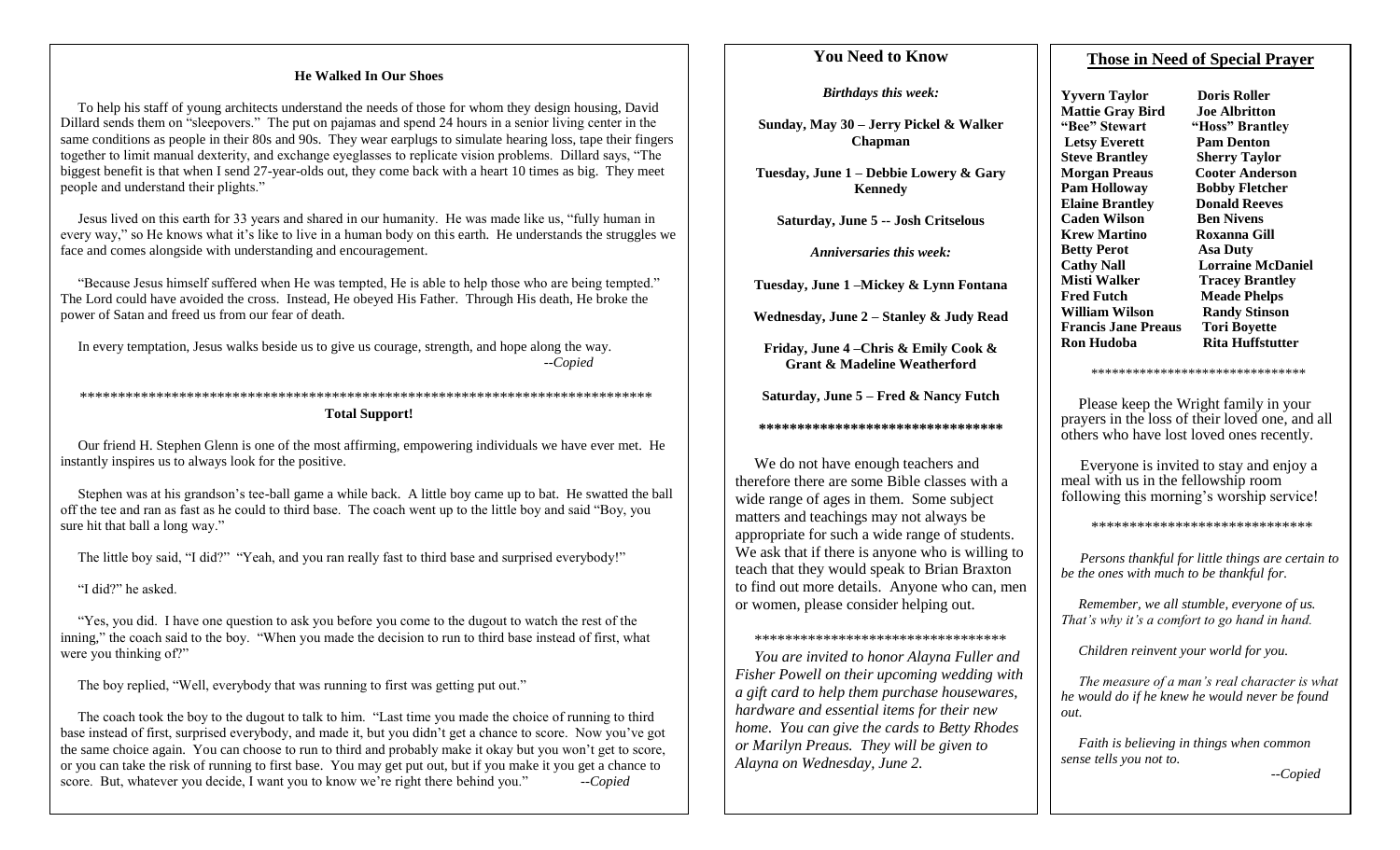### He Walked In Our Shoes

To help his staff of young architects understand the needs of those for whom they design housing, David Dillard sends them on "sleepovers." The put on pajamas and spend 24 hours in a senior living center in the same conditions as people in their 80s and 90s. They wear earplugs to simulate hearing loss, tape their fingers together to limit manual dexterity, and exchange eyeglasses to replicate vision problems. Dillard says, "The biggest benefit is that when I send 27-year-olds out, they come back with a heart 10 times as big. They meet people and understand their plights."

Jesus lived on this earth for 33 years and shared in our humanity. He was made like us, "fully human in every way," so He knows what it's like to live in a human body on this earth. He understands the struggles we face and comes alongside with understanding and encouragement.

"Because Jesus himself suffered when He was tempted, He is able to help those who are being tempted." The Lord could have avoided the cross. Instead, He obeyed His Father. Through His death, He broke the power of Satan and freed us from our fear of death.

In every temptation, Jesus walks beside us to give us courage, strength, and hope along the way.

*--Copied*

******************************************************************************

### Total Support!

Our friend H. Stephen Glenn is one of the most affirming, empowering individuals we have ever met. He instantly inspires us to always look for the positive.

Stephen was at his grandson's tee-ball game a while back. A little boy came up to bat. He swatted the ball off the tee and ran as fast as he could to third base. The coach went up to the little boy and said "Boy, you sure hit that ball a long way."

The little boy said, "I did?" "Yeah, and you ran really fast to third base and surprised everybody!"

"I did?" he asked.

"Yes, you did. I have one question to ask you before you come to the dugout to watch the rest of the inning," the coach said to the boy. "When you made the decision to run to third base instead of first, what were you thinking of?"

The boy replied, "Well, everybody that was running to first was getting put out."

The coach took the boy to the dugout to talk to him. "Last time you made the choice of running to third base instead of first, surprised everybody, and made it, but you didn't get a chance to score. Now you've got the same choice again. You can choose to run to third and probably make it okay but you won't get to score, or you can take the risk of running to first base. You may get put out, but if you make it you get a chance to score. But, whatever you decide, I want you to know we're right there behind you." *--Copied*

## You Need to Know

***Birthdays this week:***

**Sunday, May 30 – Jerry Pickel & Walker Chapman**

**Tuesday, June 1 – Debbie Lowery & Gary Kennedy**

**Saturday, June 5 -- Josh Critselous**

***Anniversaries this week:***

**Tuesday, June 1 –Mickey & Lynn Fontana**

**Wednesday, June 2 – Stanley & Judy Read**

**Friday, June 4 –Chris & Emily Cook & Grant & Madeline Weatherford**

**Saturday, June 5 – Fred & Nancy Futch**

**********************************

We do not have enough teachers and therefore there are some Bible classes with a wide range of ages in them. Some subject matters and teachings may not always be appropriate for such a wide range of students. We ask that if there is anyone who is willing to teach that they would speak to Brian Braxton to find out more details. Anyone who can, men or women, please consider helping out.

**********************************

*You are invited to honor Alayna Fuller and Fisher Powell on their upcoming wedding with a gift card to help them purchase housewares, hardware and essential items for their new home. You can give the cards to Betty Rhodes or Marilyn Preaus. They will be given to Alayna on Wednesday, June 2.*

## Those in Need of Special Prayer

| | |
|---|---|
| **Yyvern Taylor** | **Doris Roller** |
| **Mattie Gray Bird** | **Joe Albritton** |
| **"Bee" Stewart** | **"Hoss" Brantley** |
| **Letsy Everett** | **Pam Denton** |
| **Steve Brantley** | **Sherry Taylor** |
| **Morgan Preaus** | **Cooter Anderson** |
| **Pam Holloway** | **Bobby Fletcher** |
| **Elaine Brantley** | **Donald Reeves** |
| **Caden Wilson** | **Ben Nivens** |
| **Krew Martino** | **Roxanna Gill** |
| **Betty Perot** | **Asa Duty** |
| **Cathy Nall** | **Lorraine McDaniel** |
| **Misti Walker** | **Tracey Brantley** |
| **Fred Futch** | **Meade Phelps** |
| **William Wilson** | **Randy Stinson** |
| **Francis Jane Preaus** | **Tori Boyette** |
| **Ron Hudoba** | **Rita Huffstutter** |

******************************

Please keep the Wright family in your prayers in the loss of their loved one, and all others who have lost loved ones recently.

Everyone is invited to stay and enjoy a meal with us in the fellowship room following this morning's worship service!

******************************

*Persons thankful for little things are certain to be the ones with much to be thankful for.*

*Remember, we all stumble, everyone of us. That's why it's a comfort to go hand in hand.*

*Children reinvent your world for you.*

*The measure of a man's real character is what he would do if he knew he would never be found out.*

*Faith is believing in things when common sense tells you not to.*

*--Copied*